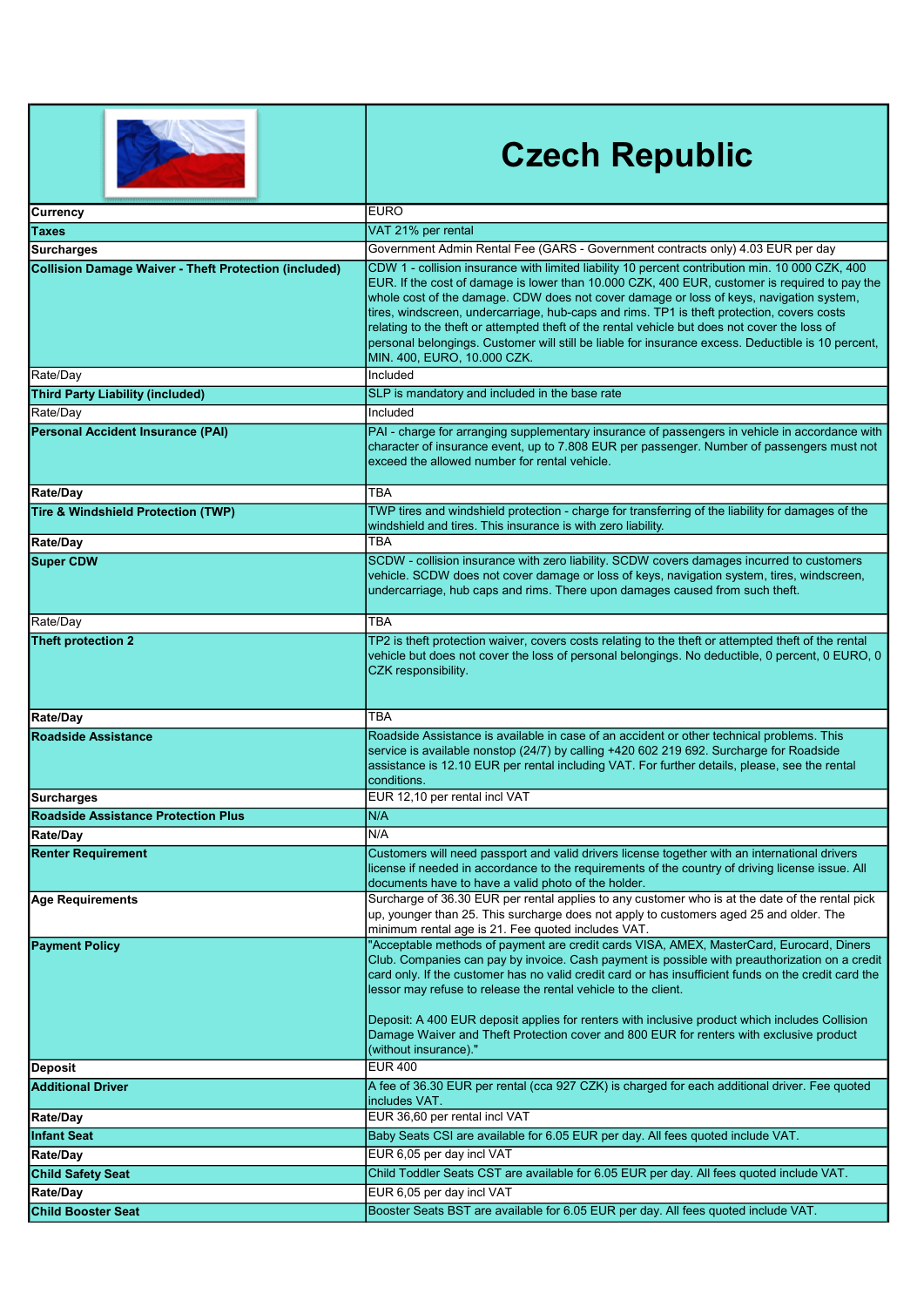| | Czech Republic |
|---|---|
| **Currency** | EURO |
| **Taxes** | VAT 21% per rental |
| **Surcharges** | Government Admin Rental Fee (GARS - Government contracts only) 4.03 EUR per day |
| **Collision Damage Waiver - Theft Protection (included)** | CDW 1 - collision insurance with limited liability 10 percent contribution min. 10 000 CZK, 400 EUR. If the cost of damage is lower than 10.000 CZK, 400 EUR, customer is required to pay the whole cost of the damage. CDW does not cover damage or loss of keys, navigation system, tires, windscreen, undercarriage, hub-caps and rims. TP1 is theft protection, covers costs relating to the theft or attempted theft of the rental vehicle but does not cover the loss of personal belongings. Customer will still be liable for insurance excess. Deductible is 10 percent, MIN. 400, EURO, 10.000 CZK. |
| Rate/Day | Included |
| **Third Party Liability (included)** | SLP is mandatory and included in the base rate |
| Rate/Day | Included |
| **Personal Accident Insurance (PAI)** | PAI - charge for arranging supplementary insurance of passengers in vehicle in accordance with character of insurance event, up to 7.808 EUR per passenger. Number of passengers must not exceed the allowed number for rental vehicle. |
| **Rate/Day** | TBA |
| **Tire & Windshield Protection (TWP)** | TWP tires and windshield protection - charge for transferring of the liability for damages of the windshield and tires. This insurance is with zero liability. |
| **Rate/Day** | TBA |
| **Super CDW** | SCDW - collision insurance with zero liability. SCDW covers damages incurred to customers vehicle. SCDW does not cover damage or loss of keys, navigation system, tires, windscreen, undercarriage, hub caps and rims. There upon damages caused from such theft. |
| Rate/Day | TBA |
| **Theft protection 2** | TP2 is theft protection waiver, covers costs relating to the theft or attempted theft of the rental vehicle but does not cover the loss of personal belongings. No deductible, 0 percent, 0 EURO, 0 CZK responsibility. |
| **Rate/Day** | TBA |
| **Roadside Assistance** | Roadside Assistance is available in case of an accident or other technical problems. This service is available nonstop (24/7) by calling +420 602 219 692. Surcharge for Roadside assistance is 12.10 EUR per rental including VAT. For further details, please, see the rental conditions. |
| **Surcharges** | EUR 12,10 per rental incl VAT |
| **Roadside Assistance Protection Plus** | N/A |
| **Rate/Day** | N/A |
| **Renter Requirement** | Customers will need passport and valid drivers license together with an international drivers license if needed in accordance to the requirements of the country of driving license issue. All documents have to have a valid photo of the holder. |
| **Age Requirements** | Surcharge of 36.30 EUR per rental applies to any customer who is at the date of the rental pick up, younger than 25. This surcharge does not apply to customers aged 25 and older. The minimum rental age is 21. Fee quoted includes VAT. |
| **Payment Policy** | "Acceptable methods of payment are credit cards VISA, AMEX, MasterCard, Eurocard, Diners Club. Companies can pay by invoice. Cash payment is possible with preauthorization on a credit card only. If the customer has no valid credit card or has insufficient funds on the credit card the lessor may refuse to release the rental vehicle to the client.<br><br>Deposit: A 400 EUR deposit applies for renters with inclusive product which includes Collision Damage Waiver and Theft Protection cover and 800 EUR for renters with exclusive product (without insurance)." |
| **Deposit** | EUR 400 |
| **Additional Driver** | A fee of 36.30 EUR per rental (cca 927 CZK) is charged for each additional driver. Fee quoted includes VAT. |
| **Rate/Day** | EUR 36,60 per rental incl VAT |
| **Infant Seat** | Baby Seats CSI are available for 6.05 EUR per day. All fees quoted include VAT. |
| **Rate/Day** | EUR 6,05 per day incl VAT |
| **Child Safety Seat** | Child Toddler Seats CST are available for 6.05 EUR per day. All fees quoted include VAT. |
| **Rate/Day** | EUR 6,05 per day incl VAT |
| **Child Booster Seat** | Booster Seats BST are available for 6.05 EUR per day. All fees quoted include VAT. |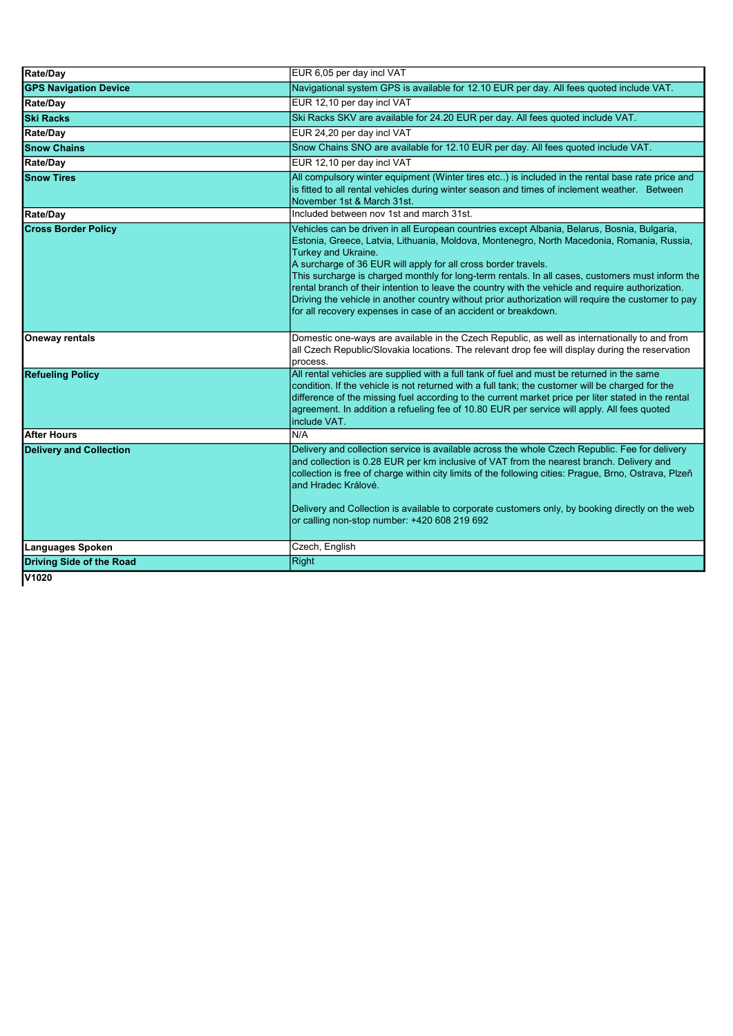| | |
|---|---|
| **Rate/Day** | EUR 6,05 per day incl VAT |
| **GPS Navigation Device** | Navigational system GPS is available for 12.10 EUR per day. All fees quoted include VAT. |
| **Rate/Day** | EUR 12,10 per day incl VAT |
| **Ski Racks** | Ski Racks SKV are available for 24.20 EUR per day. All fees quoted include VAT. |
| **Rate/Day** | EUR 24,20 per day incl VAT |
| **Snow Chains** | Snow Chains SNO are available for 12.10 EUR per day. All fees quoted include VAT. |
| **Rate/Day** | EUR 12,10 per day incl VAT |
| **Snow Tires** | All compulsory winter equipment (Winter tires etc..) is included in the rental base rate price and is fitted to all rental vehicles during winter season and times of inclement weather. Between November 1st & March 31st. |
| **Rate/Day** | Included between nov 1st and march 31st. |
| **Cross Border Policy** | Vehicles can be driven in all European countries except Albania, Belarus, Bosnia, Bulgaria, Estonia, Greece, Latvia, Lithuania, Moldova, Montenegro, North Macedonia, Romania, Russia, Turkey and Ukraine.<br>A surcharge of 36 EUR will apply for all cross border travels.<br>This surcharge is charged monthly for long-term rentals. In all cases, customers must inform the rental branch of their intention to leave the country with the vehicle and require authorization. Driving the vehicle in another country without prior authorization will require the customer to pay for all recovery expenses in case of an accident or breakdown. |
| **Oneway rentals** | Domestic one-ways are available in the Czech Republic, as well as internationally to and from all Czech Republic/Slovakia locations. The relevant drop fee will display during the reservation process. |
| **Refueling Policy** | All rental vehicles are supplied with a full tank of fuel and must be returned in the same condition. If the vehicle is not returned with a full tank; the customer will be charged for the difference of the missing fuel according to the current market price per liter stated in the rental agreement. In addition a refueling fee of 10.80 EUR per service will apply. All fees quoted include VAT. |
| **After Hours** | N/A |
| **Delivery and Collection** | Delivery and collection service is available across the whole Czech Republic. Fee for delivery and collection is 0.28 EUR per km inclusive of VAT from the nearest branch. Delivery and collection is free of charge within city limits of the following cities: Prague, Brno, Ostrava, Plzeň and Hradec Králové.<br><br>Delivery and Collection is available to corporate customers only, by booking directly on the web or calling non-stop number: +420 608 219 692 |
| **Languages Spoken** | Czech, English |
| **Driving Side of the Road** | Right |

**V1020**